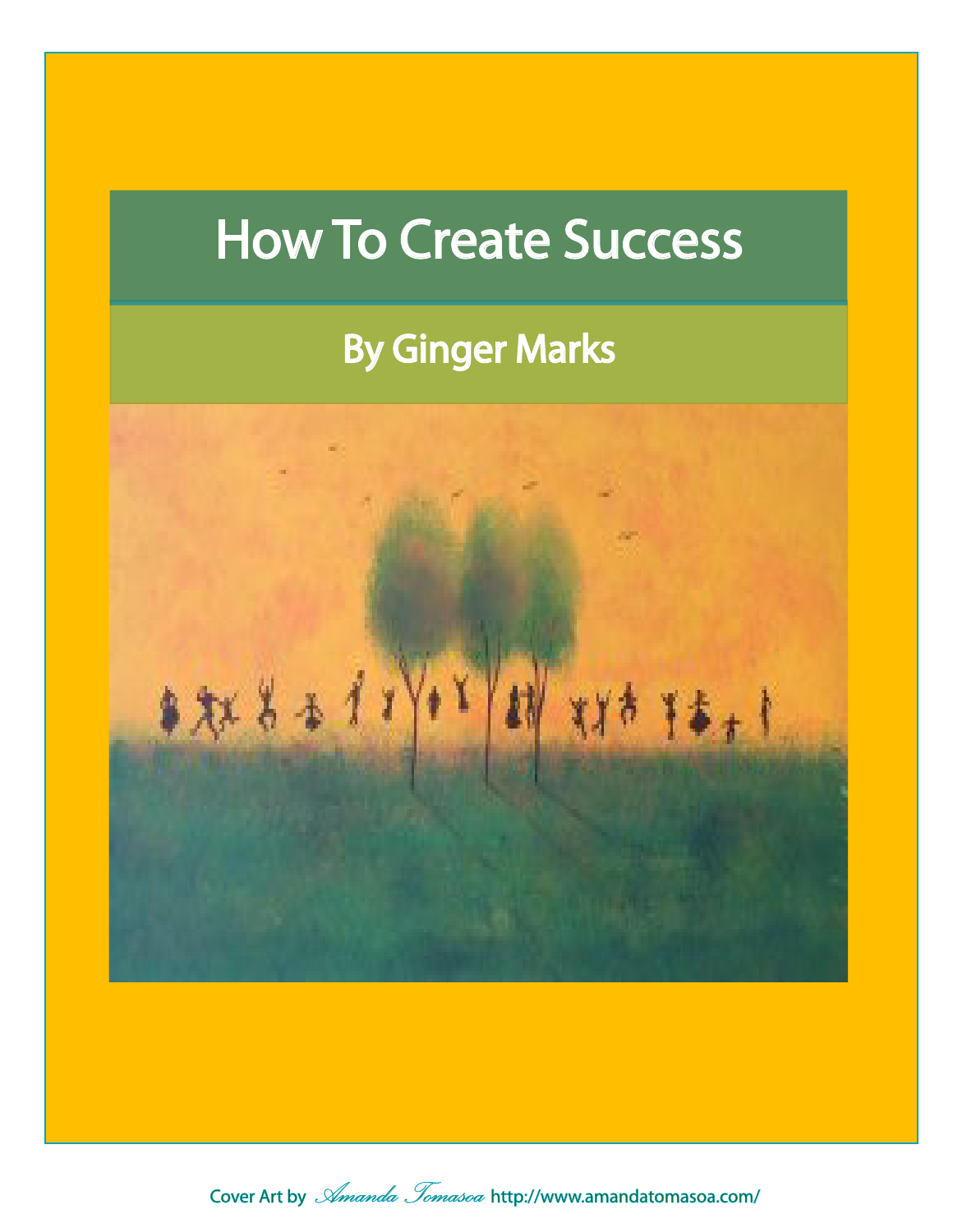# How To Create Success

## By Ginger Marks

Cover Art by *Amanda Tomasoa* http://www.amandatomasoa.com/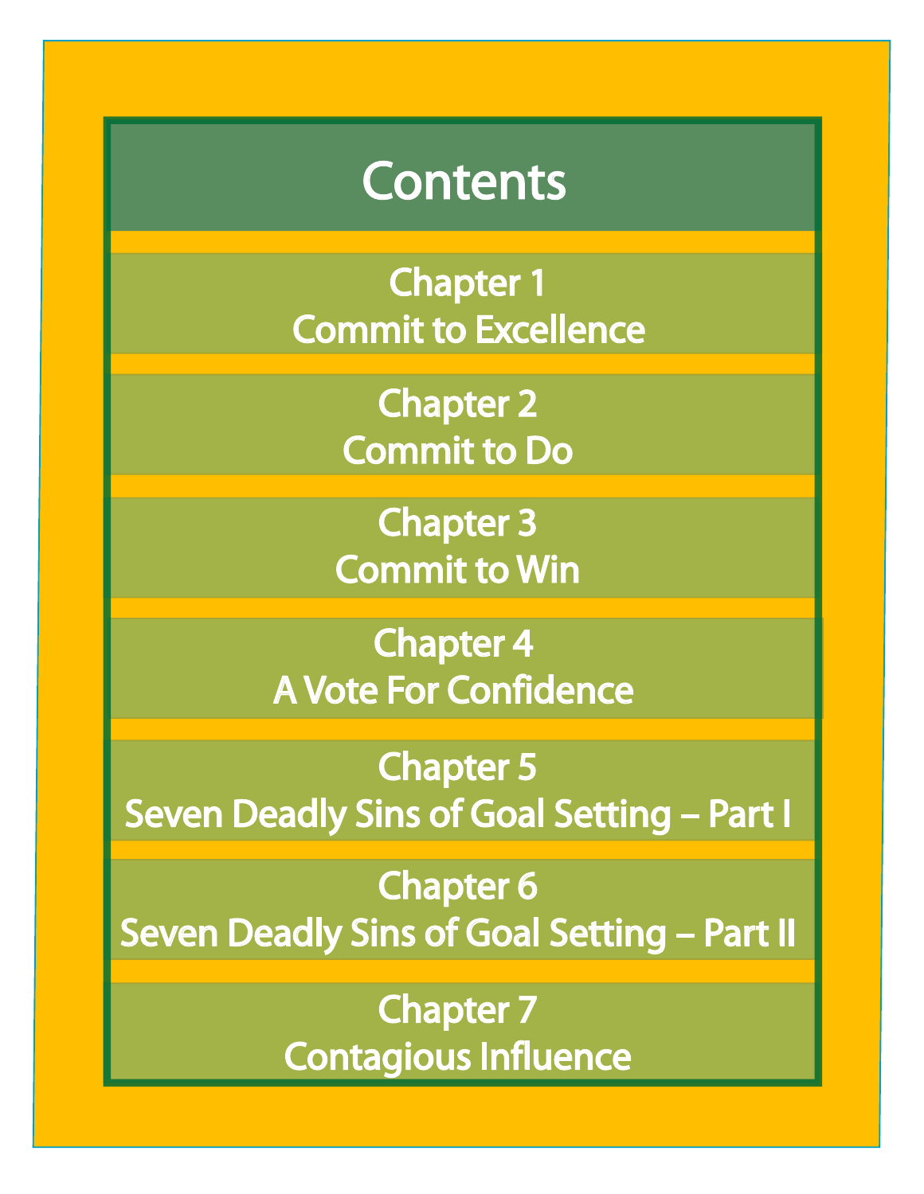# Contents

Chapter 1
Commit to Excellence

Chapter 2
Commit to Do

Chapter 3
Commit to Win

Chapter 4
A Vote For Confidence

Chapter 5
Seven Deadly Sins of Goal Setting – Part I

Chapter 6
Seven Deadly Sins of Goal Setting – Part II

Chapter 7
Contagious Influence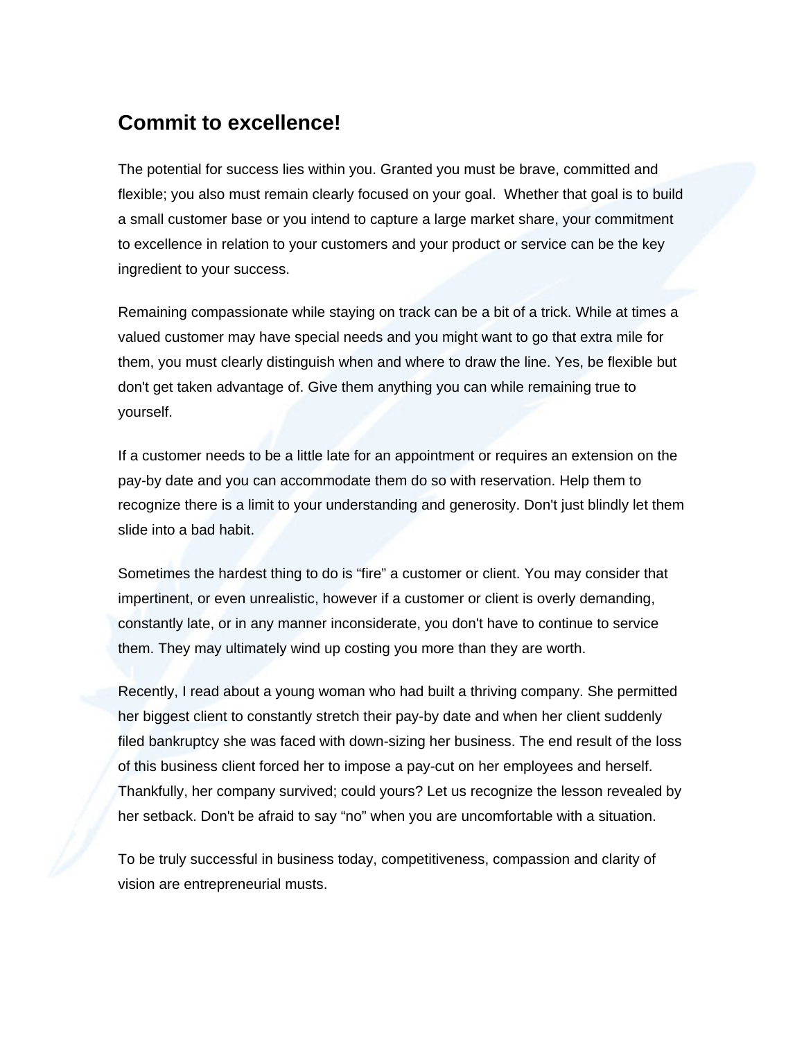## Commit to excellence!

The potential for success lies within you. Granted you must be brave, committed and flexible; you also must remain clearly focused on your goal.  Whether that goal is to build a small customer base or you intend to capture a large market share, your commitment to excellence in relation to your customers and your product or service can be the key ingredient to your success.

Remaining compassionate while staying on track can be a bit of a trick. While at times a valued customer may have special needs and you might want to go that extra mile for them, you must clearly distinguish when and where to draw the line. Yes, be flexible but don't get taken advantage of. Give them anything you can while remaining true to yourself.

If a customer needs to be a little late for an appointment or requires an extension on the pay-by date and you can accommodate them do so with reservation. Help them to recognize there is a limit to your understanding and generosity. Don't just blindly let them slide into a bad habit.

Sometimes the hardest thing to do is “fire” a customer or client. You may consider that impertinent, or even unrealistic, however if a customer or client is overly demanding, constantly late, or in any manner inconsiderate, you don't have to continue to service them. They may ultimately wind up costing you more than they are worth.

Recently, I read about a young woman who had built a thriving company. She permitted her biggest client to constantly stretch their pay-by date and when her client suddenly filed bankruptcy she was faced with down-sizing her business. The end result of the loss of this business client forced her to impose a pay-cut on her employees and herself. Thankfully, her company survived; could yours? Let us recognize the lesson revealed by her setback. Don't be afraid to say “no” when you are uncomfortable with a situation.

To be truly successful in business today, competitiveness, compassion and clarity of vision are entrepreneurial musts.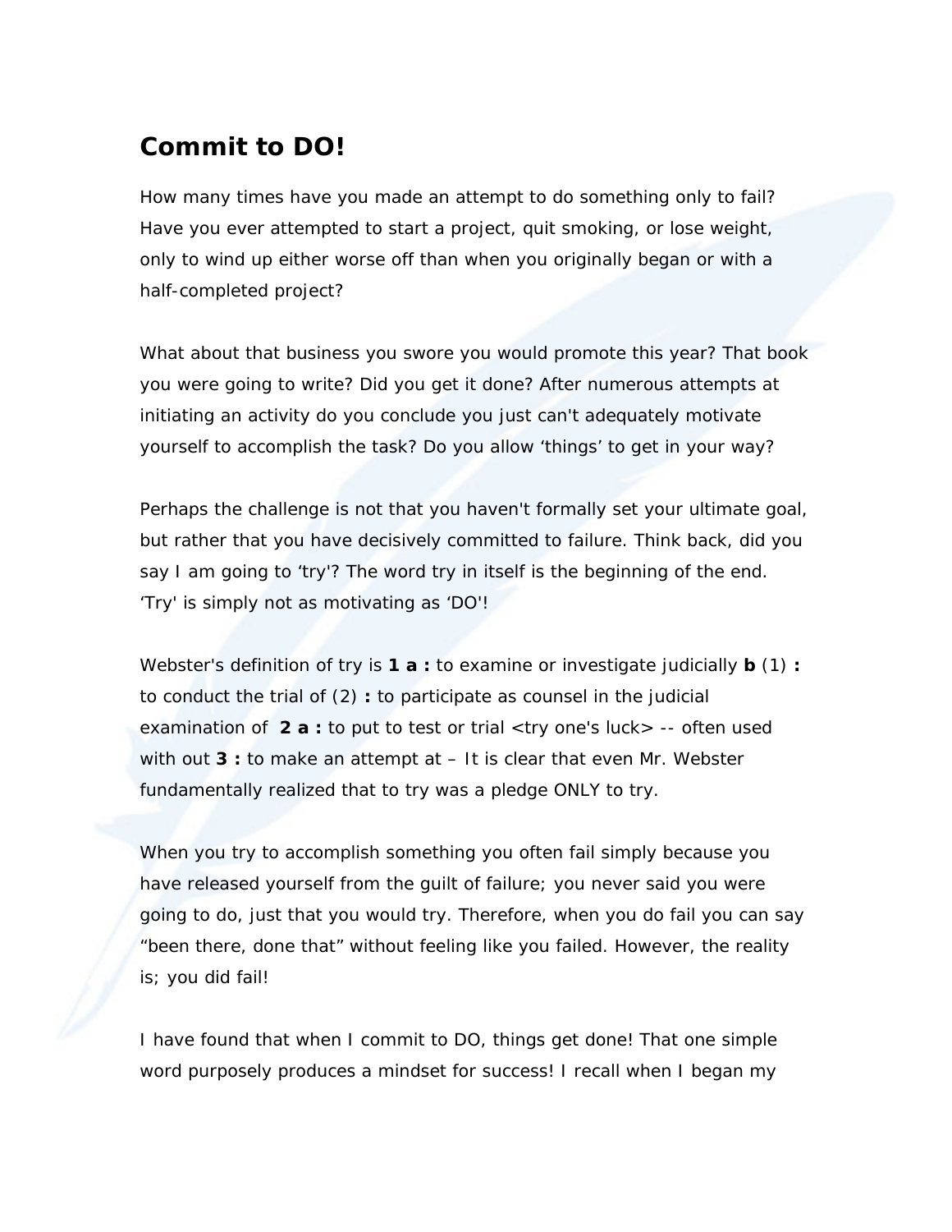## Commit to DO!

How many times have you made an attempt to do something only to fail? Have you ever attempted to start a project, quit smoking, or lose weight, only to wind up either worse off than when you originally began or with a half-completed project?

What about that business you swore you would promote this year? That book you were going to write? Did you get it done? After numerous attempts at initiating an activity do you conclude you just can't adequately motivate yourself to accomplish the task? Do you allow 'things' to get in your way?

Perhaps the challenge is not that you haven't formally set your ultimate goal, but rather that you have decisively committed to failure. Think back, did you say I am going to 'try'? The word try in itself is the beginning of the end. 'Try' is simply not as motivating as 'DO'!

Webster's definition of try is **1 a :** to examine or investigate judicially **b** (1) **:** to conduct the trial of (2) **:** to participate as counsel in the judicial examination of **2 a :** to put to test or trial <try one's luck> -- often used with out **3 :** to make an attempt at – It is clear that even Mr. Webster fundamentally realized that to try was a pledge ONLY to try.

When you try to accomplish something you often fail simply because you have released yourself from the guilt of failure; you never said you were going to do, just that you would try. Therefore, when you do fail you can say "been there, done that" without feeling like you failed. However, the reality is; you did fail!

I have found that when I commit to DO, things get done! That one simple word purposely produces a mindset for success! I recall when I began my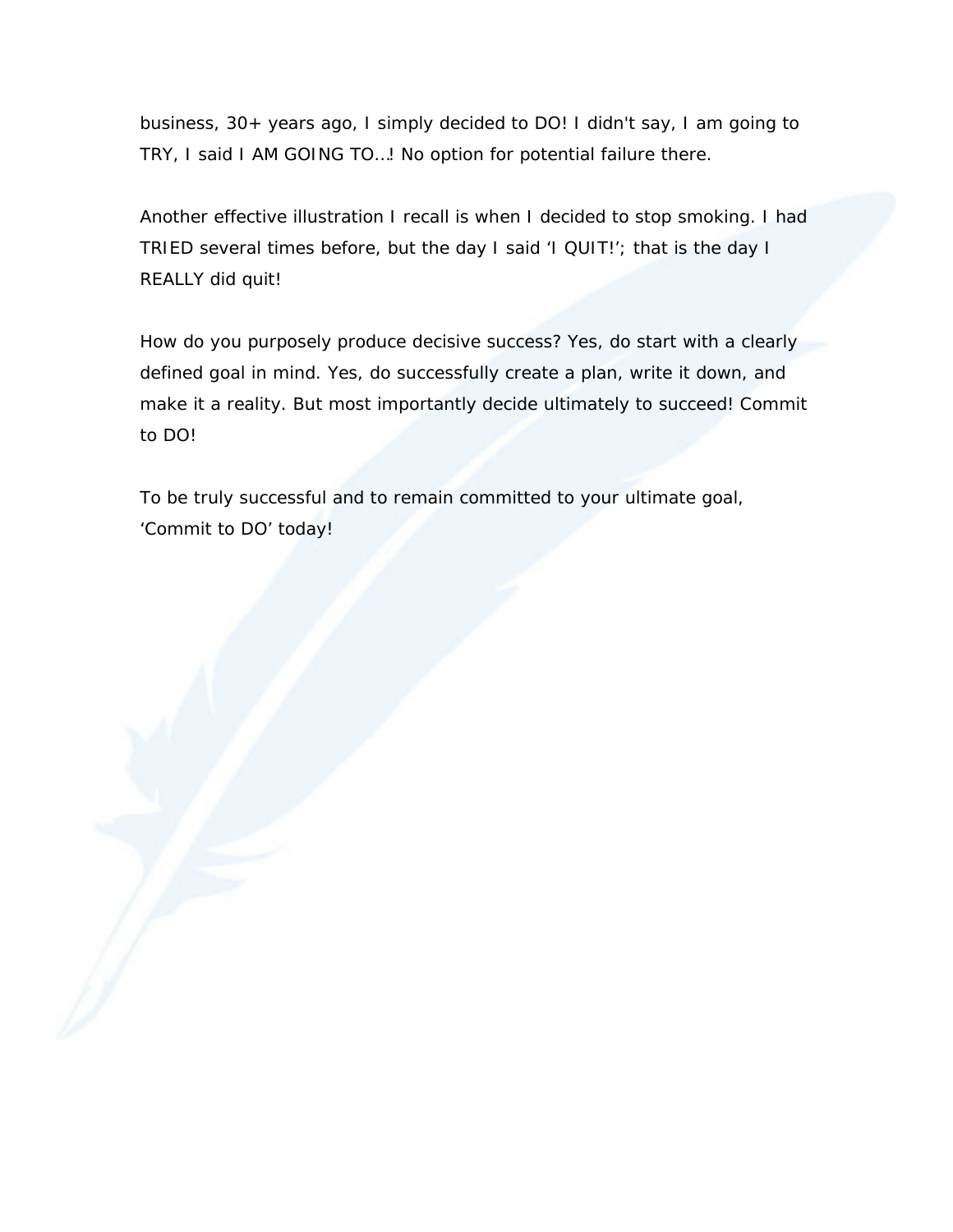business, 30+ years ago, I simply decided to DO! I didn't say, I am going to TRY, I said I AM GOING TO…! No option for potential failure there.

Another effective illustration I recall is when I decided to stop smoking. I had TRIED several times before, but the day I said 'I QUIT!'; that is the day I REALLY did quit!

How do you purposely produce decisive success? Yes, do start with a clearly defined goal in mind. Yes, do successfully create a plan, write it down, and make it a reality. But most importantly decide ultimately to succeed! Commit to DO!

To be truly successful and to remain committed to your ultimate goal, 'Commit to DO' today!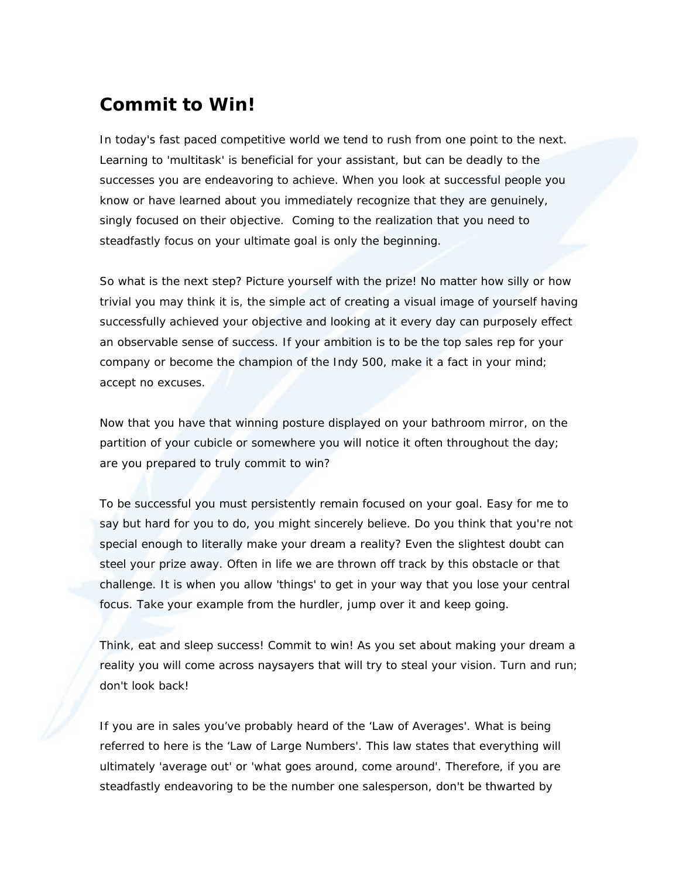# Commit to Win!

In today's fast paced competitive world we tend to rush from one point to the next. Learning to 'multitask' is beneficial for your assistant, but can be deadly to the successes you are endeavoring to achieve. When you look at successful people you know or have learned about you immediately recognize that they are genuinely, singly focused on their objective.  Coming to the realization that you need to steadfastly focus on your ultimate goal is only the beginning.

So what is the next step? Picture yourself with the prize! No matter how silly or how trivial you may think it is, the simple act of creating a visual image of yourself having successfully achieved your objective and looking at it every day can purposely effect an observable sense of success. If your ambition is to be the top sales rep for your company or become the champion of the Indy 500, make it a fact in your mind; accept no excuses.

Now that you have that winning posture displayed on your bathroom mirror, on the partition of your cubicle or somewhere you will notice it often throughout the day; are you prepared to truly commit to win?

To be successful you must persistently remain focused on your goal. Easy for me to say but hard for you to do, you might sincerely believe. Do you think that you're not special enough to literally make your dream a reality? Even the slightest doubt can steel your prize away. Often in life we are thrown off track by this obstacle or that challenge. It is when you allow 'things' to get in your way that you lose your central focus. Take your example from the hurdler, jump over it and keep going.

Think, eat and sleep success! Commit to win! As you set about making your dream a reality you will come across naysayers that will try to steal your vision. Turn and run; don't look back!

If you are in sales you've probably heard of the 'Law of Averages'. What is being referred to here is the 'Law of Large Numbers'. This law states that everything will ultimately 'average out' or 'what goes around, come around'. Therefore, if you are steadfastly endeavoring to be the number one salesperson, don't be thwarted by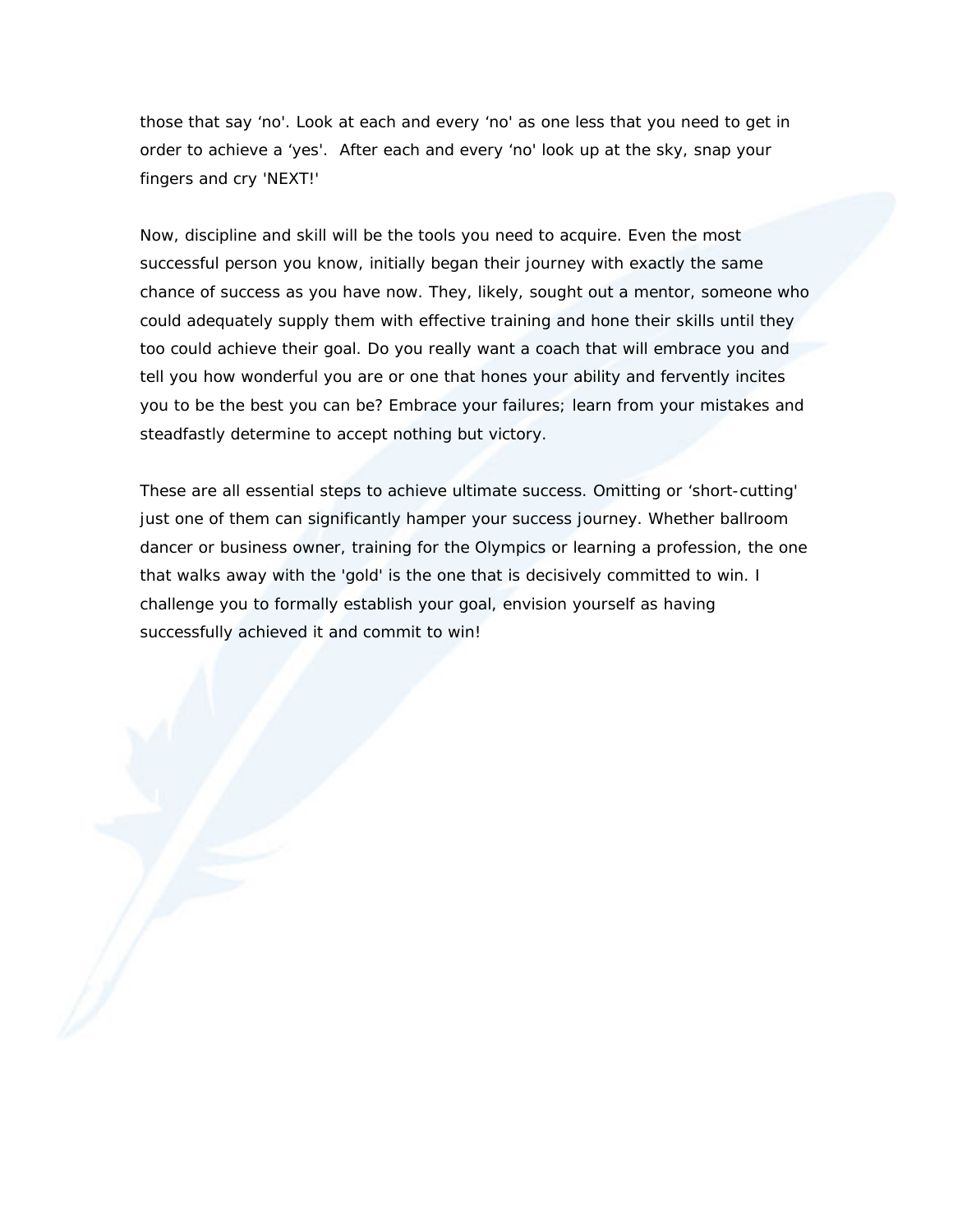those that say ‘no'. Look at each and every ‘no' as one less that you need to get in order to achieve a ‘yes'. After each and every ‘no' look up at the sky, snap your fingers and cry 'NEXT!'

Now, discipline and skill will be the tools you need to acquire. Even the most successful person you know, initially began their journey with exactly the same chance of success as you have now. They, likely, sought out a mentor, someone who could adequately supply them with effective training and hone their skills until they too could achieve their goal. Do you really want a coach that will embrace you and tell you how wonderful you are or one that hones your ability and fervently incites you to be the best you can be? Embrace your failures; learn from your mistakes and steadfastly determine to accept nothing but victory.

These are all essential steps to achieve ultimate success. Omitting or ‘short-cutting' just one of them can significantly hamper your success journey. Whether ballroom dancer or business owner, training for the Olympics or learning a profession, the one that walks away with the 'gold' is the one that is decisively committed to win. I challenge you to formally establish your goal, envision yourself as having successfully achieved it and commit to win!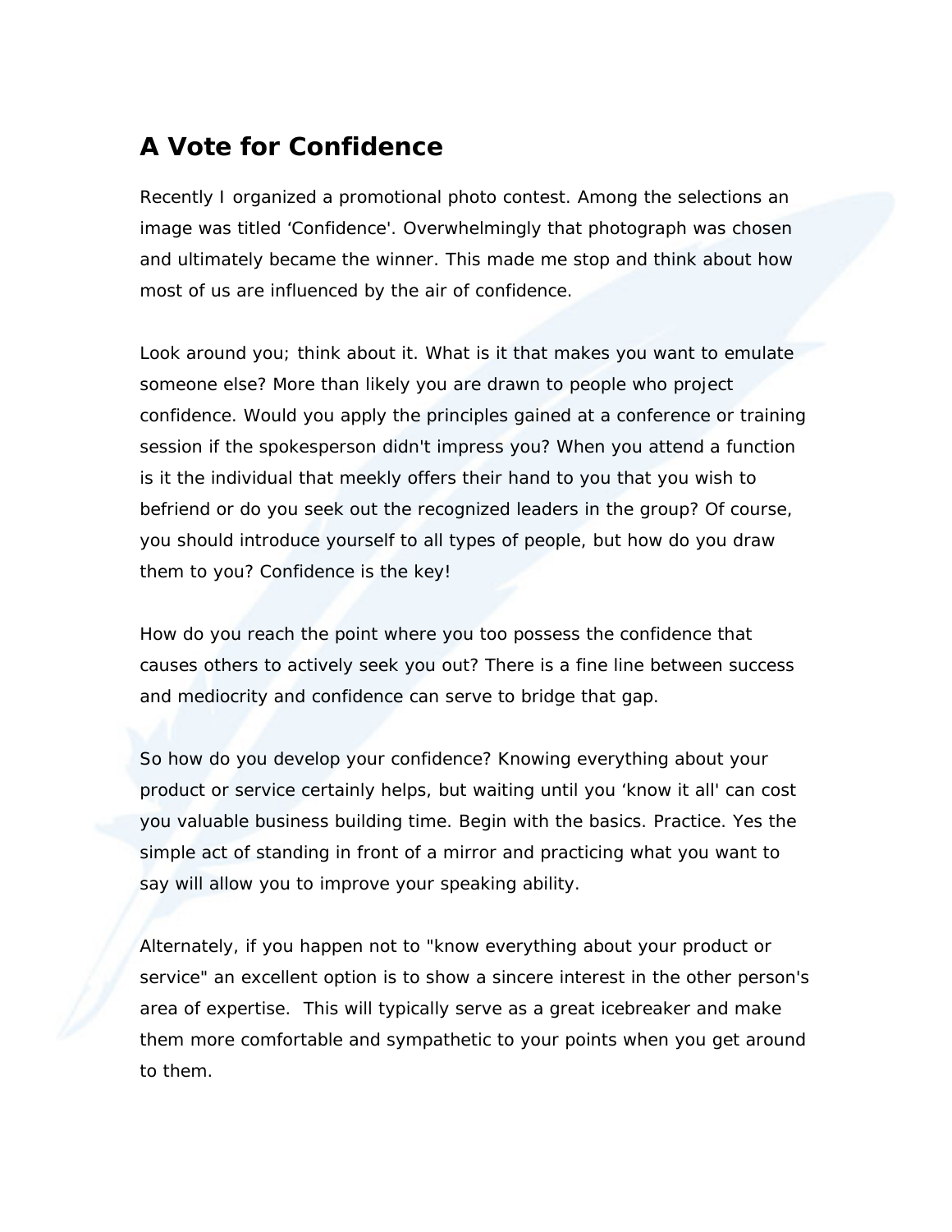## A Vote for Confidence

Recently I organized a promotional photo contest. Among the selections an image was titled 'Confidence'. Overwhelmingly that photograph was chosen and ultimately became the winner. This made me stop and think about how most of us are influenced by the air of confidence.

Look around you; think about it. What is it that makes you want to emulate someone else? More than likely you are drawn to people who project confidence. Would you apply the principles gained at a conference or training session if the spokesperson didn't impress you? When you attend a function is it the individual that meekly offers their hand to you that you wish to befriend or do you seek out the recognized leaders in the group? Of course, you should introduce yourself to all types of people, but how do you draw them to you? Confidence is the key!

How do you reach the point where you too possess the confidence that causes others to actively seek you out? There is a fine line between success and mediocrity and confidence can serve to bridge that gap.

So how do you develop your confidence? Knowing everything about your product or service certainly helps, but waiting until you 'know it all' can cost you valuable business building time. Begin with the basics. Practice. Yes the simple act of standing in front of a mirror and practicing what you want to say will allow you to improve your speaking ability.

Alternately, if you happen not to "know everything about your product or service" an excellent option is to show a sincere interest in the other person's area of expertise. This will typically serve as a great icebreaker and make them more comfortable and sympathetic to your points when you get around to them.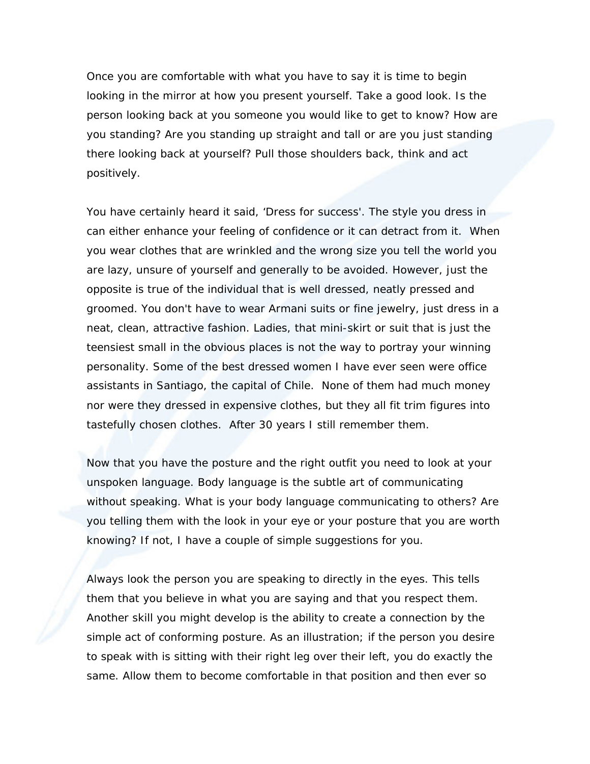Once you are comfortable with what you have to say it is time to begin looking in the mirror at how you present yourself. Take a good look. Is the person looking back at you someone you would like to get to know? How are you standing? Are you standing up straight and tall or are you just standing there looking back at yourself? Pull those shoulders back, think and act positively.

You have certainly heard it said, ‘Dress for success'. The style you dress in can either enhance your feeling of confidence or it can detract from it. When you wear clothes that are wrinkled and the wrong size you tell the world you are lazy, unsure of yourself and generally to be avoided. However, just the opposite is true of the individual that is well dressed, neatly pressed and groomed. You don't have to wear Armani suits or fine jewelry, just dress in a neat, clean, attractive fashion. Ladies, that mini-skirt or suit that is just the teensiest small in the obvious places is not the way to portray your winning personality. Some of the best dressed women I have ever seen were office assistants in Santiago, the capital of Chile. None of them had much money nor were they dressed in expensive clothes, but they all fit trim figures into tastefully chosen clothes. After 30 years I still remember them.

Now that you have the posture and the right outfit you need to look at your unspoken language. Body language is the subtle art of communicating without speaking. What is your body language communicating to others? Are you telling them with the look in your eye or your posture that you are worth knowing? If not, I have a couple of simple suggestions for you.

Always look the person you are speaking to directly in the eyes. This tells them that you believe in what you are saying and that you respect them. Another skill you might develop is the ability to create a connection by the simple act of conforming posture. As an illustration; if the person you desire to speak with is sitting with their right leg over their left, you do exactly the same. Allow them to become comfortable in that position and then ever so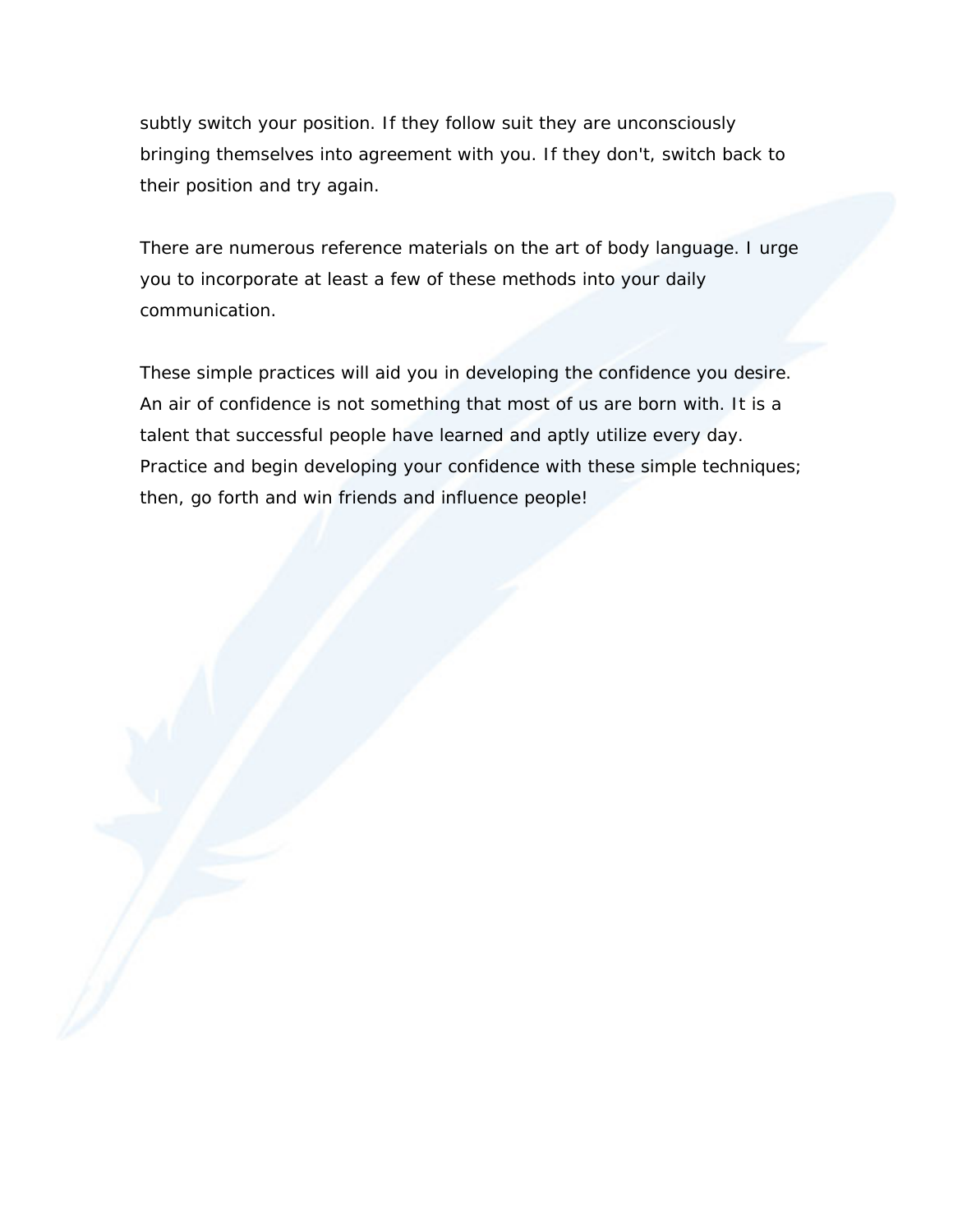subtly switch your position. If they follow suit they are unconsciously bringing themselves into agreement with you. If they don't, switch back to their position and try again.

There are numerous reference materials on the art of body language. I urge you to incorporate at least a few of these methods into your daily communication.

These simple practices will aid you in developing the confidence you desire. An air of confidence is not something that most of us are born with. It is a talent that successful people have learned and aptly utilize every day. Practice and begin developing your confidence with these simple techniques; then, go forth and win friends and influence people!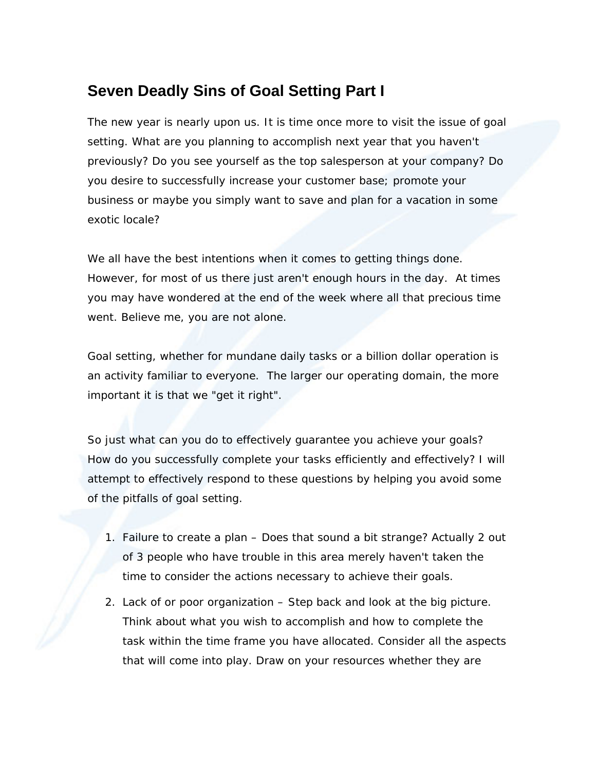## Seven Deadly Sins of Goal Setting Part I

The new year is nearly upon us. It is time once more to visit the issue of goal setting. What are you planning to accomplish next year that you haven't previously? Do you see yourself as the top salesperson at your company? Do you desire to successfully increase your customer base; promote your business or maybe you simply want to save and plan for a vacation in some exotic locale?

We all have the best intentions when it comes to getting things done. However, for most of us there just aren't enough hours in the day. At times you may have wondered at the end of the week where all that precious time went. Believe me, you are not alone.

Goal setting, whether for mundane daily tasks or a billion dollar operation is an activity familiar to everyone. The larger our operating domain, the more important it is that we "get it right".

So just what can you do to effectively guarantee you achieve your goals? How do you successfully complete your tasks efficiently and effectively? I will attempt to effectively respond to these questions by helping you avoid some of the pitfalls of goal setting.

1. Failure to create a plan – Does that sound a bit strange? Actually 2 out of 3 people who have trouble in this area merely haven't taken the time to consider the actions necessary to achieve their goals.
2. Lack of or poor organization – Step back and look at the big picture. Think about what you wish to accomplish and how to complete the task within the time frame you have allocated. Consider all the aspects that will come into play. Draw on your resources whether they are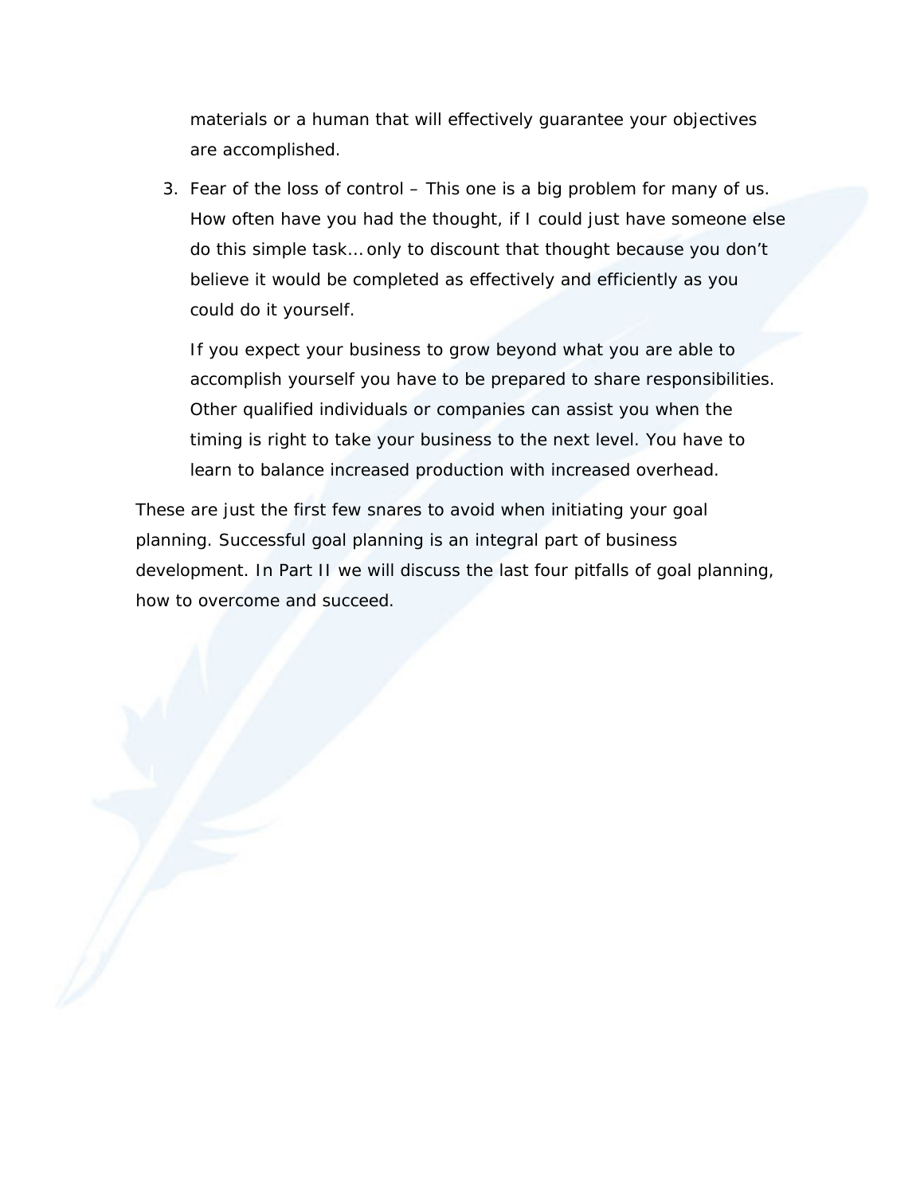materials or a human that will effectively guarantee your objectives are accomplished.

3. Fear of the loss of control – This one is a big problem for many of us. How often have you had the thought, if I could just have someone else do this simple task… only to discount that thought because you don't believe it would be completed as effectively and efficiently as you could do it yourself.

   If you expect your business to grow beyond what you are able to accomplish yourself you have to be prepared to share responsibilities. Other qualified individuals or companies can assist you when the timing is right to take your business to the next level. You have to learn to balance increased production with increased overhead.

These are just the first few snares to avoid when initiating your goal planning. Successful goal planning is an integral part of business development. In Part II we will discuss the last four pitfalls of goal planning, how to overcome and succeed.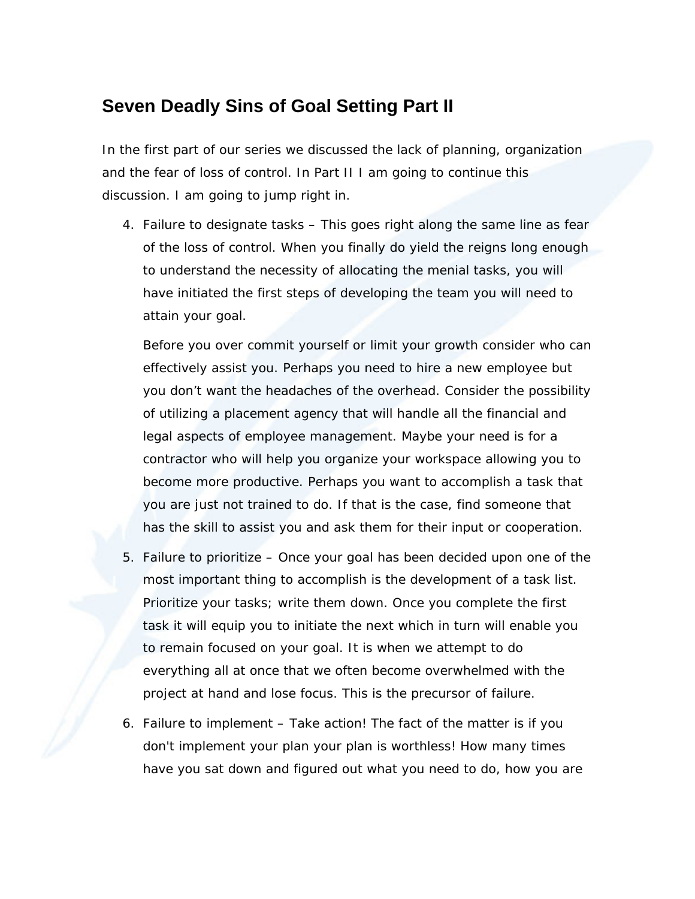## Seven Deadly Sins of Goal Setting Part II

In the first part of our series we discussed the lack of planning, organization and the fear of loss of control. In Part II I am going to continue this discussion. I am going to jump right in.

4. Failure to designate tasks – This goes right along the same line as fear of the loss of control. When you finally do yield the reigns long enough to understand the necessity of allocating the menial tasks, you will have initiated the first steps of developing the team you will need to attain your goal.

   Before you over commit yourself or limit your growth consider who can effectively assist you. Perhaps you need to hire a new employee but you don't want the headaches of the overhead. Consider the possibility of utilizing a placement agency that will handle all the financial and legal aspects of employee management. Maybe your need is for a contractor who will help you organize your workspace allowing you to become more productive. Perhaps you want to accomplish a task that you are just not trained to do. If that is the case, find someone that has the skill to assist you and ask them for their input or cooperation.

5. Failure to prioritize – Once your goal has been decided upon one of the most important thing to accomplish is the development of a task list. Prioritize your tasks; write them down. Once you complete the first task it will equip you to initiate the next which in turn will enable you to remain focused on your goal. It is when we attempt to do everything all at once that we often become overwhelmed with the project at hand and lose focus. This is the precursor of failure.

6. Failure to implement – Take action! The fact of the matter is if you don't implement your plan your plan is worthless! How many times have you sat down and figured out what you need to do, how you are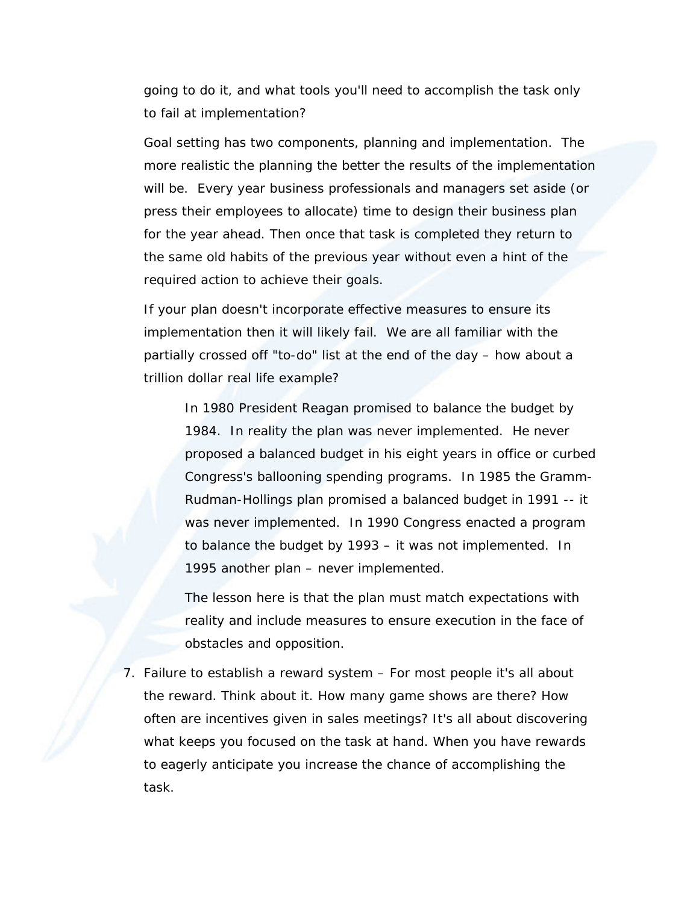going to do it, and what tools you'll need to accomplish the task only to fail at implementation?

Goal setting has two components, planning and implementation. The more realistic the planning the better the results of the implementation will be. Every year business professionals and managers set aside (or press their employees to allocate) time to design their business plan for the year ahead. Then once that task is completed they return to the same old habits of the previous year without even a hint of the required action to achieve their goals.

If your plan doesn't incorporate effective measures to ensure its implementation then it will likely fail. We are all familiar with the partially crossed off "to-do" list at the end of the day – how about a trillion dollar real life example?

> In 1980 President Reagan promised to balance the budget by 1984. In reality the plan was never implemented. He never proposed a balanced budget in his eight years in office or curbed Congress's ballooning spending programs. In 1985 the Gramm-Rudman-Hollings plan promised a balanced budget in 1991 -- it was never implemented. In 1990 Congress enacted a program to balance the budget by 1993 – it was not implemented. In 1995 another plan – never implemented.
>
> The lesson here is that the plan must match expectations with reality and include measures to ensure execution in the face of obstacles and opposition.

7. Failure to establish a reward system – For most people it's all about the reward. Think about it. How many game shows are there? How often are incentives given in sales meetings? It's all about discovering what keeps you focused on the task at hand. When you have rewards to eagerly anticipate you increase the chance of accomplishing the task.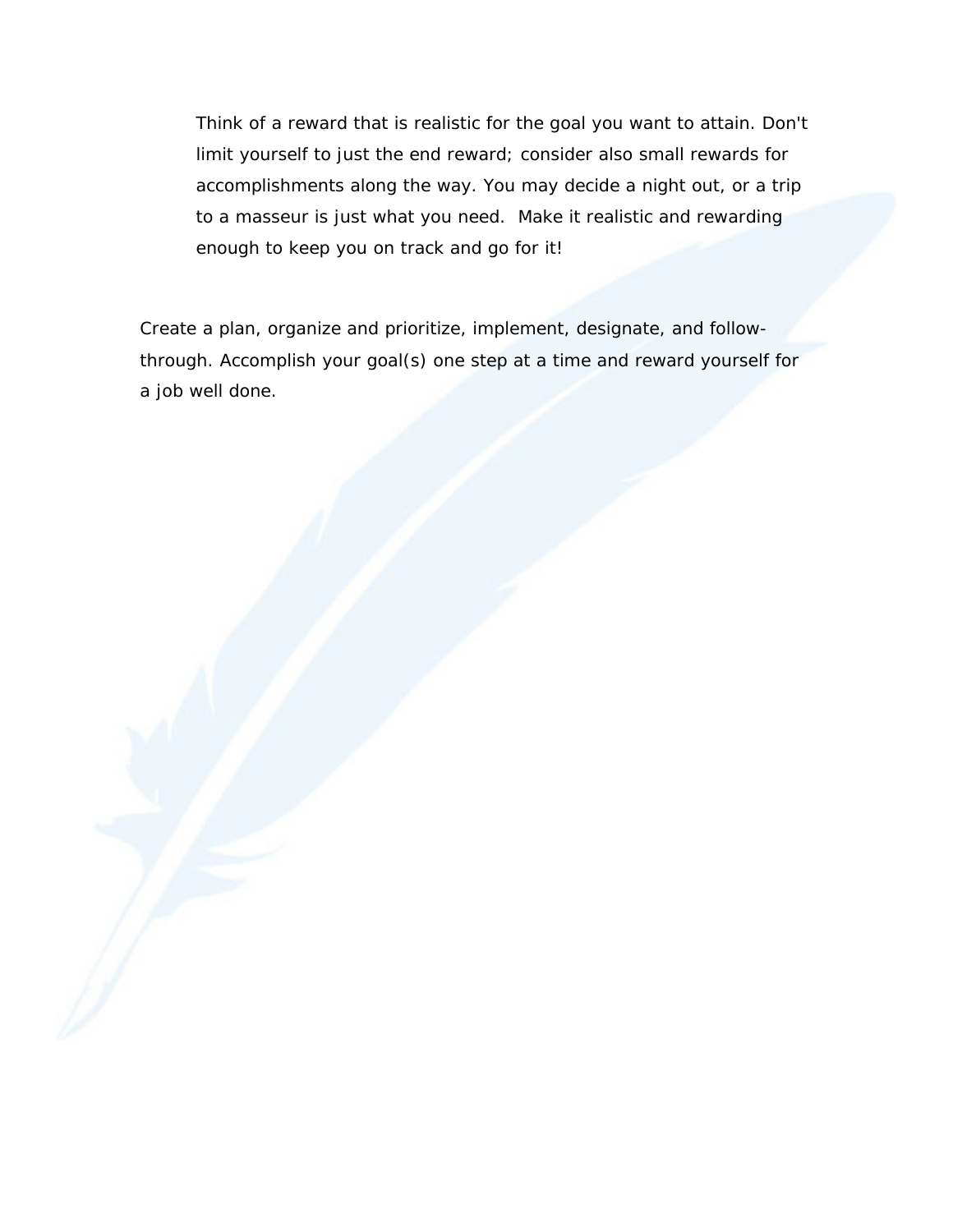Think of a reward that is realistic for the goal you want to attain. Don't limit yourself to just the end reward; consider also small rewards for accomplishments along the way. You may decide a night out, or a trip to a masseur is just what you need. Make it realistic and rewarding enough to keep you on track and go for it!

Create a plan, organize and prioritize, implement, designate, and follow-through. Accomplish your goal(s) one step at a time and reward yourself for a job well done.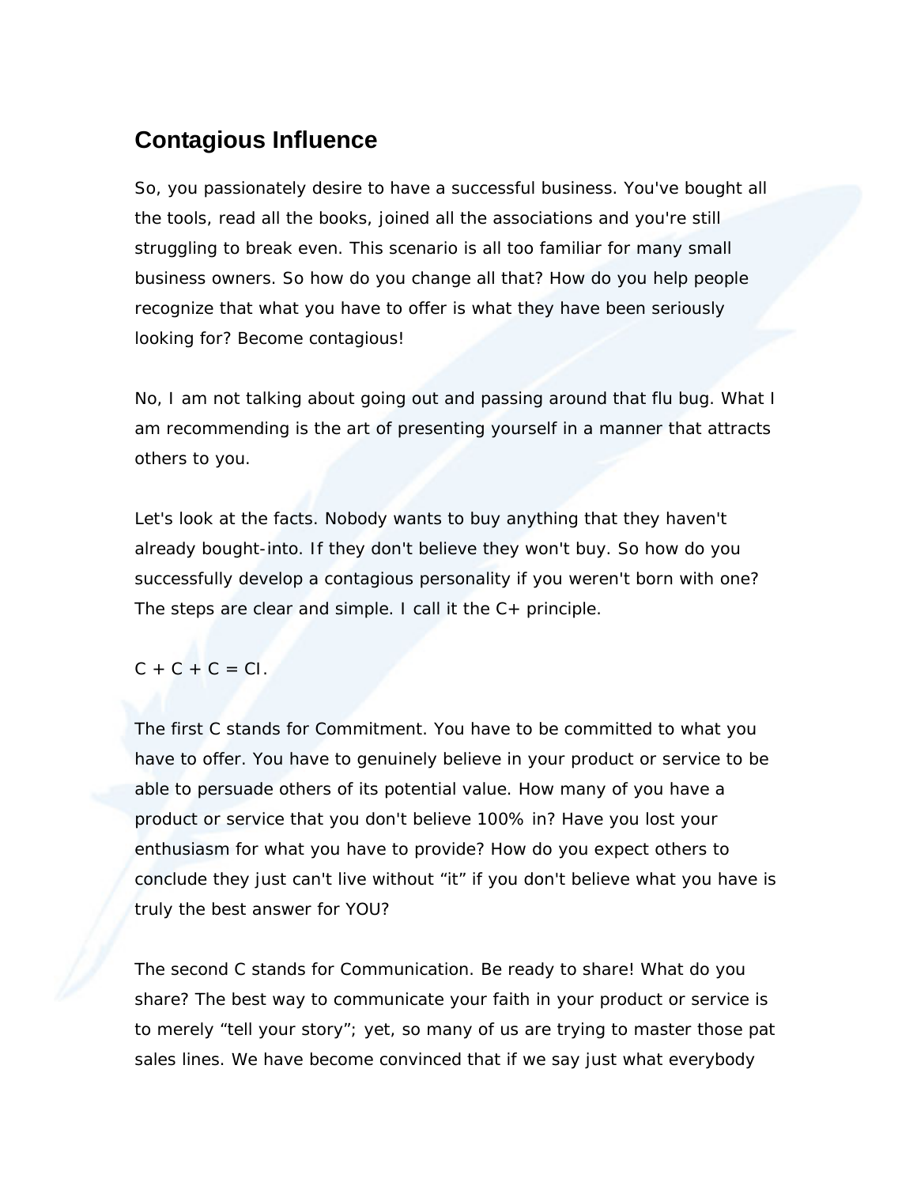## Contagious Influence

So, you passionately desire to have a successful business. You've bought all the tools, read all the books, joined all the associations and you're still struggling to break even. This scenario is all too familiar for many small business owners. So how do you change all that? How do you help people recognize that what you have to offer is what they have been seriously looking for? Become contagious!

No, I am not talking about going out and passing around that flu bug. What I am recommending is the art of presenting yourself in a manner that attracts others to you.

Let's look at the facts. Nobody wants to buy anything that they haven't already bought-into. If they don't believe they won't buy. So how do you successfully develop a contagious personality if you weren't born with one? The steps are clear and simple. I call it the C+ principle.

C + C + C = CI.

The first C stands for Commitment. You have to be committed to what you have to offer. You have to genuinely believe in your product or service to be able to persuade others of its potential value. How many of you have a product or service that you don't believe 100% in? Have you lost your enthusiasm for what you have to provide? How do you expect others to conclude they just can't live without "it" if you don't believe what you have is truly the best answer for YOU?

The second C stands for Communication. Be ready to share! What do you share? The best way to communicate your faith in your product or service is to merely "tell your story"; yet, so many of us are trying to master those pat sales lines. We have become convinced that if we say just what everybody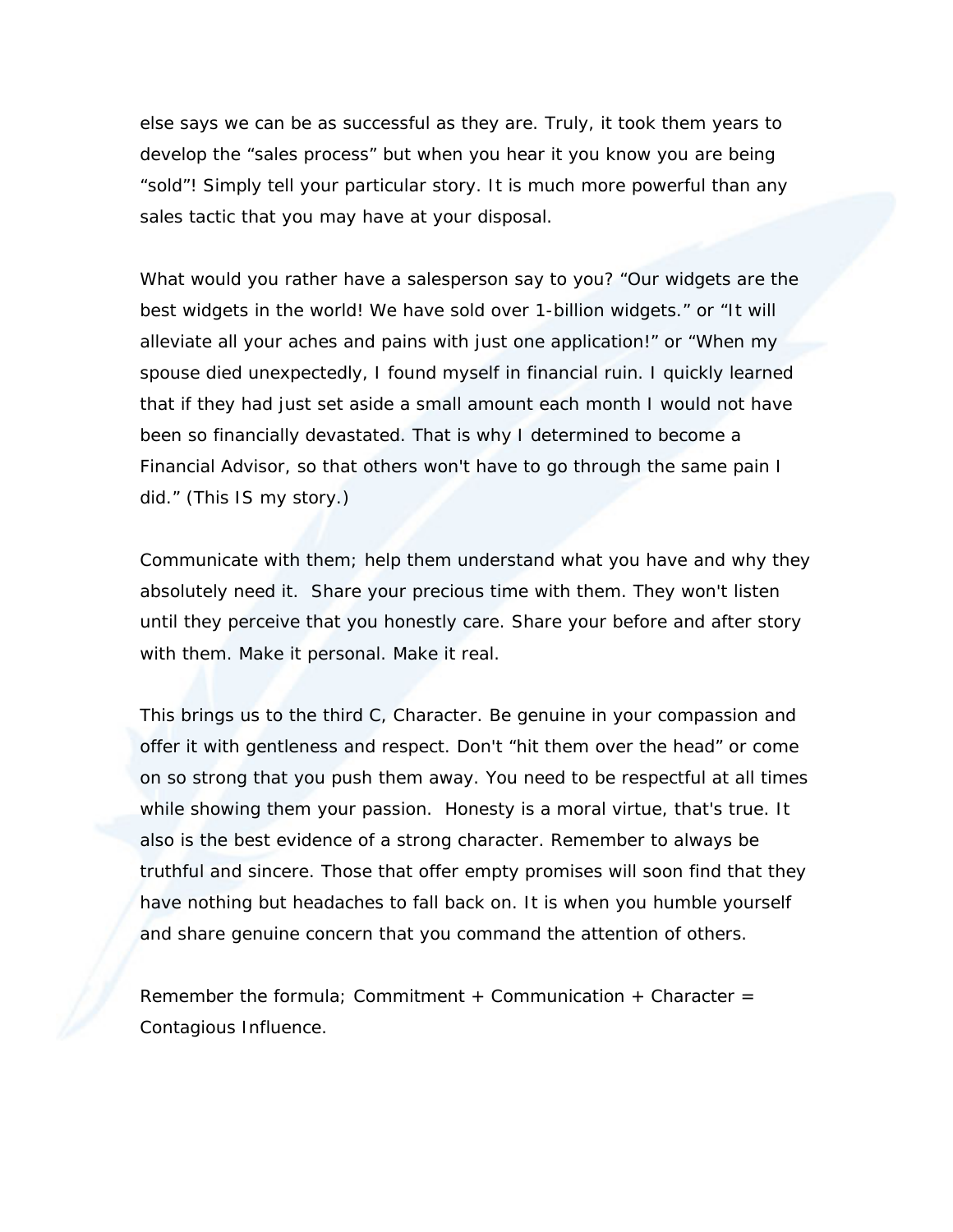else says we can be as successful as they are. Truly, it took them years to develop the “sales process” but when you hear it you know you are being “sold”! Simply tell your particular story. It is much more powerful than any sales tactic that you may have at your disposal.

What would you rather have a salesperson say to you? “Our widgets are the best widgets in the world! We have sold over 1-billion widgets.” or “It will alleviate all your aches and pains with just one application!” or “When my spouse died unexpectedly, I found myself in financial ruin. I quickly learned that if they had just set aside a small amount each month I would not have been so financially devastated. That is why I determined to become a Financial Advisor, so that others won't have to go through the same pain I did.” (This IS my story.)

Communicate with them; help them understand what you have and why they absolutely need it. Share your precious time with them. They won't listen until they perceive that you honestly care. Share your before and after story with them. Make it personal. Make it real.

This brings us to the third C, Character. Be genuine in your compassion and offer it with gentleness and respect. Don't “hit them over the head” or come on so strong that you push them away. You need to be respectful at all times while showing them your passion. Honesty is a moral virtue, that's true. It also is the best evidence of a strong character. Remember to always be truthful and sincere. Those that offer empty promises will soon find that they have nothing but headaches to fall back on. It is when you humble yourself and share genuine concern that you command the attention of others.

Remember the formula; Commitment + Communication + Character = Contagious Influence.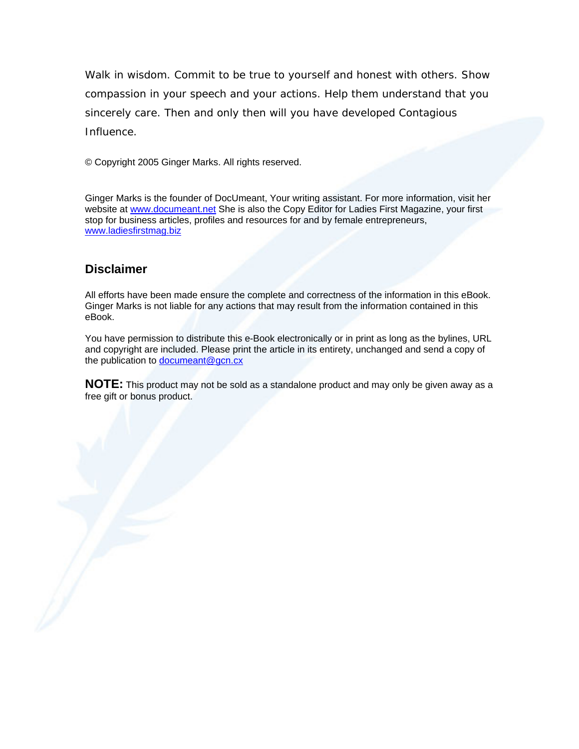Walk in wisdom. Commit to be true to yourself and honest with others. Show compassion in your speech and your actions. Help them understand that you sincerely care. Then and only then will you have developed Contagious Influence.

© Copyright 2005 Ginger Marks. All rights reserved.

Ginger Marks is the founder of DocUmeant, Your writing assistant. For more information, visit her website at www.documeant.net She is also the Copy Editor for Ladies First Magazine, your first stop for business articles, profiles and resources for and by female entrepreneurs, www.ladiesfirstmag.biz

## Disclaimer

All efforts have been made ensure the complete and correctness of the information in this eBook. Ginger Marks is not liable for any actions that may result from the information contained in this eBook.

You have permission to distribute this e-Book electronically or in print as long as the bylines, URL and copyright are included. Please print the article in its entirety, unchanged and send a copy of the publication to documeant@gcn.cx

**NOTE:** This product may not be sold as a standalone product and may only be given away as a free gift or bonus product.